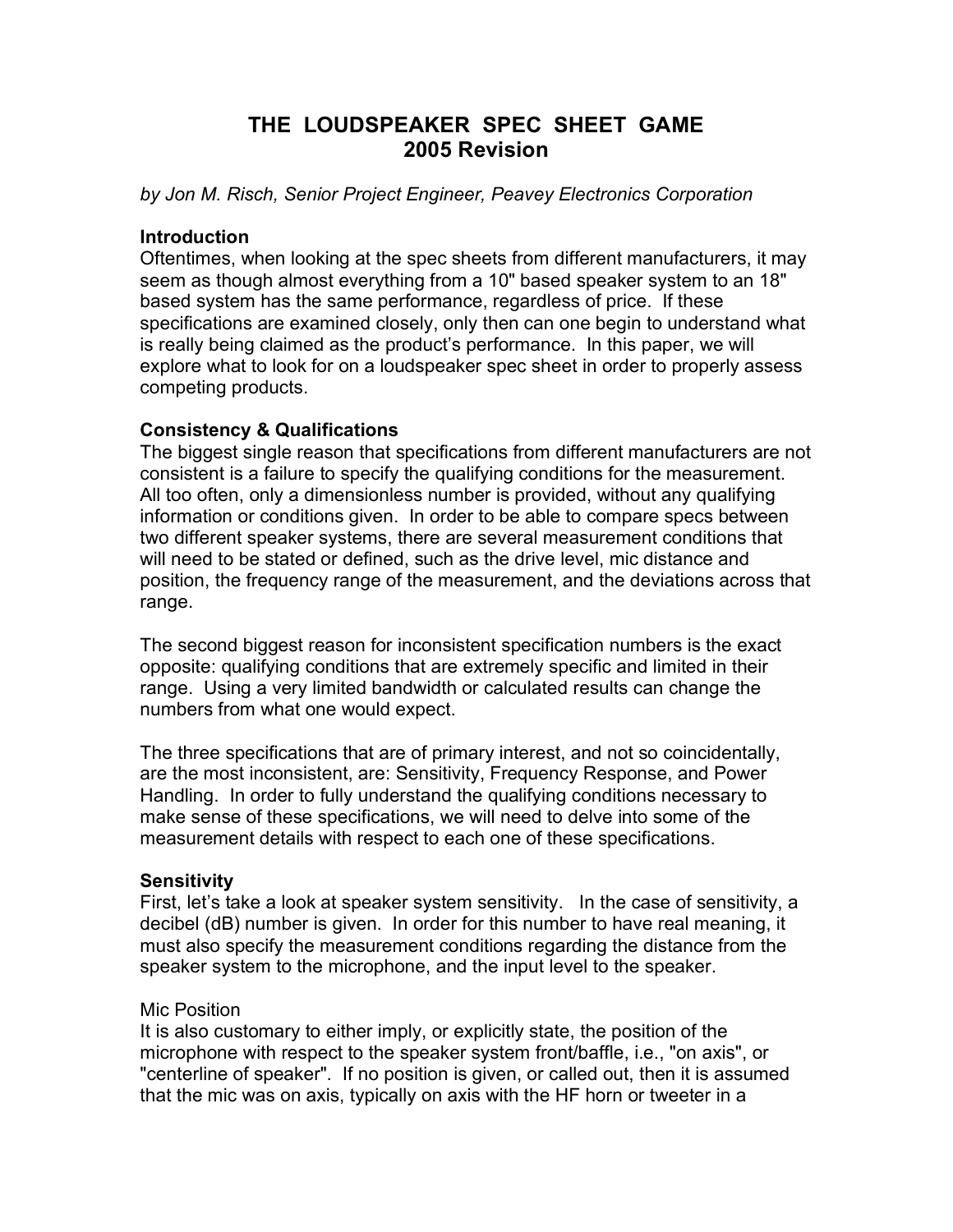# THE LOUDSPEAKER SPEC SHEET GAME
## 2005 Revision

*by Jon M. Risch, Senior Project Engineer, Peavey Electronics Corporation*

### Introduction

Oftentimes, when looking at the spec sheets from different manufacturers, it may seem as though almost everything from a 10" based speaker system to an 18" based system has the same performance, regardless of price. If these specifications are examined closely, only then can one begin to understand what is really being claimed as the product's performance. In this paper, we will explore what to look for on a loudspeaker spec sheet in order to properly assess competing products.

### Consistency & Qualifications

The biggest single reason that specifications from different manufacturers are not consistent is a failure to specify the qualifying conditions for the measurement. All too often, only a dimensionless number is provided, without any qualifying information or conditions given. In order to be able to compare specs between two different speaker systems, there are several measurement conditions that will need to be stated or defined, such as the drive level, mic distance and position, the frequency range of the measurement, and the deviations across that range.

The second biggest reason for inconsistent specification numbers is the exact opposite: qualifying conditions that are extremely specific and limited in their range. Using a very limited bandwidth or calculated results can change the numbers from what one would expect.

The three specifications that are of primary interest, and not so coincidentally, are the most inconsistent, are: Sensitivity, Frequency Response, and Power Handling. In order to fully understand the qualifying conditions necessary to make sense of these specifications, we will need to delve into some of the measurement details with respect to each one of these specifications.

### Sensitivity

First, let's take a look at speaker system sensitivity. In the case of sensitivity, a decibel (dB) number is given. In order for this number to have real meaning, it must also specify the measurement conditions regarding the distance from the speaker system to the microphone, and the input level to the speaker.

Mic Position

It is also customary to either imply, or explicitly state, the position of the microphone with respect to the speaker system front/baffle, i.e., "on axis", or "centerline of speaker". If no position is given, or called out, then it is assumed that the mic was on axis, typically on axis with the HF horn or tweeter in a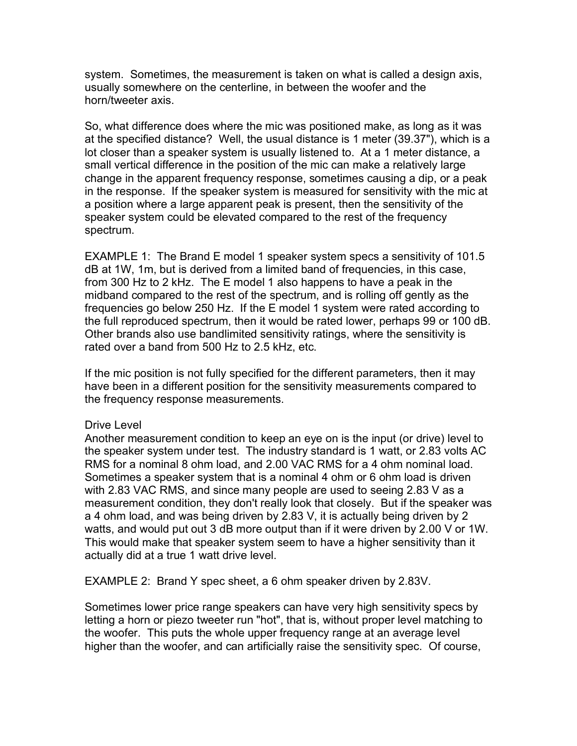system. Sometimes, the measurement is taken on what is called a design axis, usually somewhere on the centerline, in between the woofer and the horn/tweeter axis.

So, what difference does where the mic was positioned make, as long as it was at the specified distance? Well, the usual distance is 1 meter (39.37"), which is a lot closer than a speaker system is usually listened to. At a 1 meter distance, a small vertical difference in the position of the mic can make a relatively large change in the apparent frequency response, sometimes causing a dip, or a peak in the response. If the speaker system is measured for sensitivity with the mic at a position where a large apparent peak is present, then the sensitivity of the speaker system could be elevated compared to the rest of the frequency spectrum.

EXAMPLE 1: The Brand E model 1 speaker system specs a sensitivity of 101.5 dB at 1W, 1m, but is derived from a limited band of frequencies, in this case, from 300 Hz to 2 kHz. The E model 1 also happens to have a peak in the midband compared to the rest of the spectrum, and is rolling off gently as the frequencies go below 250 Hz. If the E model 1 system were rated according to the full reproduced spectrum, then it would be rated lower, perhaps 99 or 100 dB. Other brands also use bandlimited sensitivity ratings, where the sensitivity is rated over a band from 500 Hz to 2.5 kHz, etc.

If the mic position is not fully specified for the different parameters, then it may have been in a different position for the sensitivity measurements compared to the frequency response measurements.

Drive Level

Another measurement condition to keep an eye on is the input (or drive) level to the speaker system under test. The industry standard is 1 watt, or 2.83 volts AC RMS for a nominal 8 ohm load, and 2.00 VAC RMS for a 4 ohm nominal load. Sometimes a speaker system that is a nominal 4 ohm or 6 ohm load is driven with 2.83 VAC RMS, and since many people are used to seeing 2.83 V as a measurement condition, they don't really look that closely. But if the speaker was a 4 ohm load, and was being driven by 2.83 V, it is actually being driven by 2 watts, and would put out 3 dB more output than if it were driven by 2.00 V or 1W. This would make that speaker system seem to have a higher sensitivity than it actually did at a true 1 watt drive level.

EXAMPLE 2: Brand Y spec sheet, a 6 ohm speaker driven by 2.83V.

Sometimes lower price range speakers can have very high sensitivity specs by letting a horn or piezo tweeter run "hot", that is, without proper level matching to the woofer. This puts the whole upper frequency range at an average level higher than the woofer, and can artificially raise the sensitivity spec. Of course,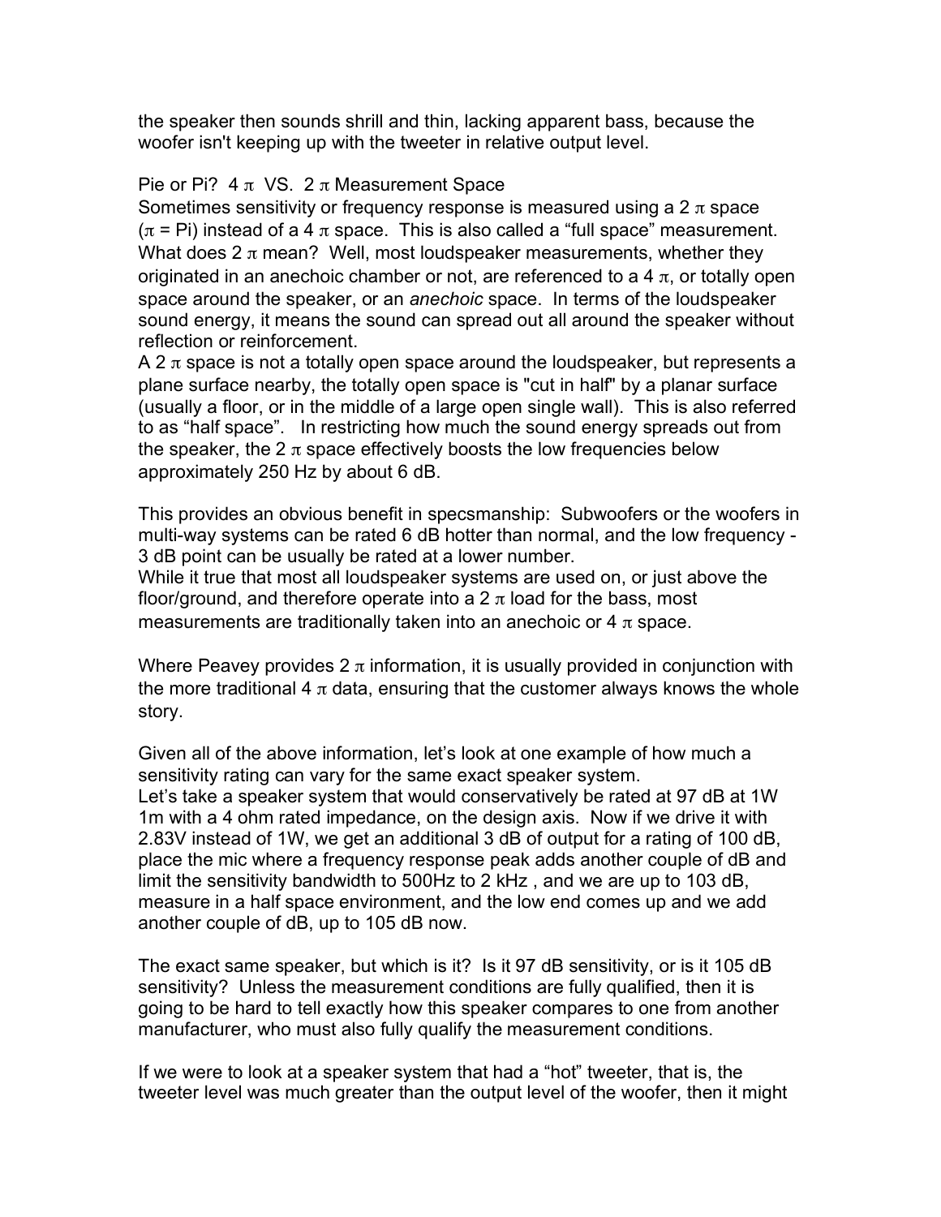the speaker then sounds shrill and thin, lacking apparent bass, because the woofer isn't keeping up with the tweeter in relative output level.

## Pie or Pi? 4 π VS. 2 π Measurement Space

Sometimes sensitivity or frequency response is measured using a 2 π space (π = Pi) instead of a 4 π space. This is also called a "full space" measurement. What does 2 π mean? Well, most loudspeaker measurements, whether they originated in an anechoic chamber or not, are referenced to a 4 π, or totally open space around the speaker, or an *anechoic* space. In terms of the loudspeaker sound energy, it means the sound can spread out all around the speaker without reflection or reinforcement.

A 2 π space is not a totally open space around the loudspeaker, but represents a plane surface nearby, the totally open space is "cut in half" by a planar surface (usually a floor, or in the middle of a large open single wall). This is also referred to as "half space". In restricting how much the sound energy spreads out from the speaker, the 2 π space effectively boosts the low frequencies below approximately 250 Hz by about 6 dB.

This provides an obvious benefit in specsmanship: Subwoofers or the woofers in multi-way systems can be rated 6 dB hotter than normal, and the low frequency -3 dB point can be usually be rated at a lower number.

While it true that most all loudspeaker systems are used on, or just above the floor/ground, and therefore operate into a 2 π load for the bass, most measurements are traditionally taken into an anechoic or 4 π space.

Where Peavey provides 2 π information, it is usually provided in conjunction with the more traditional 4 π data, ensuring that the customer always knows the whole story.

Given all of the above information, let's look at one example of how much a sensitivity rating can vary for the same exact speaker system.

Let's take a speaker system that would conservatively be rated at 97 dB at 1W 1m with a 4 ohm rated impedance, on the design axis. Now if we drive it with 2.83V instead of 1W, we get an additional 3 dB of output for a rating of 100 dB, place the mic where a frequency response peak adds another couple of dB and limit the sensitivity bandwidth to 500Hz to 2 kHz , and we are up to 103 dB, measure in a half space environment, and the low end comes up and we add another couple of dB, up to 105 dB now.

The exact same speaker, but which is it? Is it 97 dB sensitivity, or is it 105 dB sensitivity? Unless the measurement conditions are fully qualified, then it is going to be hard to tell exactly how this speaker compares to one from another manufacturer, who must also fully qualify the measurement conditions.

If we were to look at a speaker system that had a "hot" tweeter, that is, the tweeter level was much greater than the output level of the woofer, then it might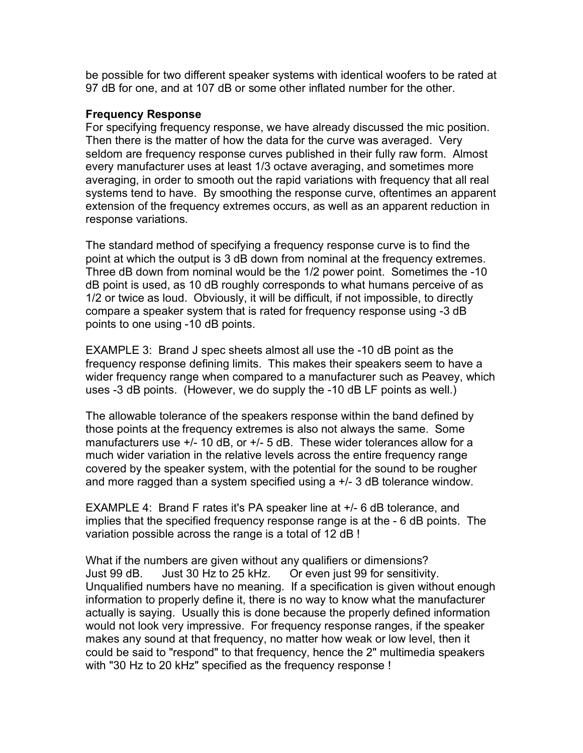be possible for two different speaker systems with identical woofers to be rated at 97 dB for one, and at 107 dB or some other inflated number for the other.

**Frequency Response**

For specifying frequency response, we have already discussed the mic position. Then there is the matter of how the data for the curve was averaged. Very seldom are frequency response curves published in their fully raw form. Almost every manufacturer uses at least 1/3 octave averaging, and sometimes more averaging, in order to smooth out the rapid variations with frequency that all real systems tend to have. By smoothing the response curve, oftentimes an apparent extension of the frequency extremes occurs, as well as an apparent reduction in response variations.

The standard method of specifying a frequency response curve is to find the point at which the output is 3 dB down from nominal at the frequency extremes. Three dB down from nominal would be the 1/2 power point. Sometimes the -10 dB point is used, as 10 dB roughly corresponds to what humans perceive of as 1/2 or twice as loud. Obviously, it will be difficult, if not impossible, to directly compare a speaker system that is rated for frequency response using -3 dB points to one using -10 dB points.

EXAMPLE 3: Brand J spec sheets almost all use the -10 dB point as the frequency response defining limits. This makes their speakers seem to have a wider frequency range when compared to a manufacturer such as Peavey, which uses -3 dB points. (However, we do supply the -10 dB LF points as well.)

The allowable tolerance of the speakers response within the band defined by those points at the frequency extremes is also not always the same. Some manufacturers use +/- 10 dB, or +/- 5 dB. These wider tolerances allow for a much wider variation in the relative levels across the entire frequency range covered by the speaker system, with the potential for the sound to be rougher and more ragged than a system specified using a +/- 3 dB tolerance window.

EXAMPLE 4: Brand F rates it's PA speaker line at +/- 6 dB tolerance, and implies that the specified frequency response range is at the - 6 dB points. The variation possible across the range is a total of 12 dB !

What if the numbers are given without any qualifiers or dimensions?
Just 99 dB. Just 30 Hz to 25 kHz. Or even just 99 for sensitivity.
Unqualified numbers have no meaning. If a specification is given without enough information to properly define it, there is no way to know what the manufacturer actually is saying. Usually this is done because the properly defined information would not look very impressive. For frequency response ranges, if the speaker makes any sound at that frequency, no matter how weak or low level, then it could be said to "respond" to that frequency, hence the 2" multimedia speakers with "30 Hz to 20 kHz" specified as the frequency response !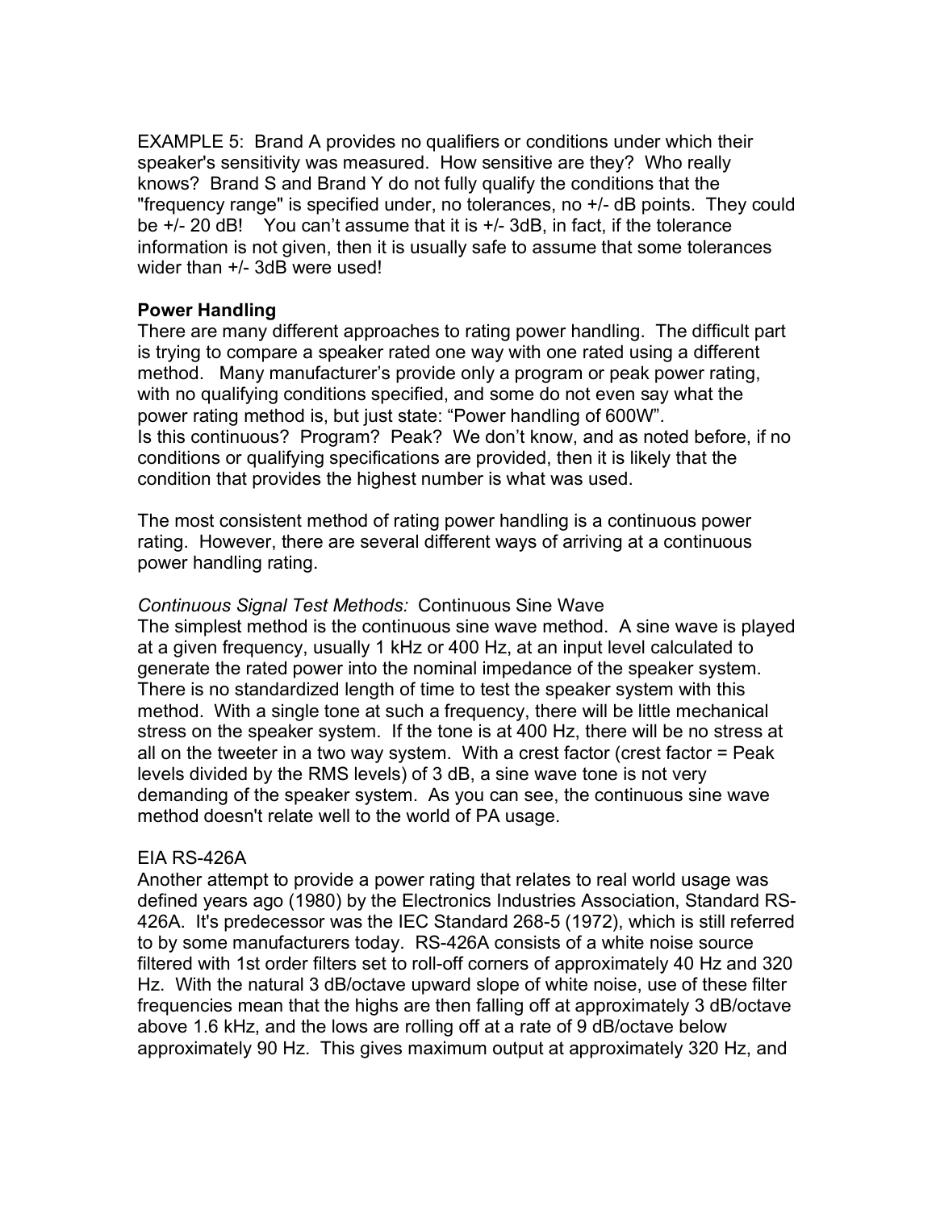EXAMPLE 5: Brand A provides no qualifiers or conditions under which their speaker's sensitivity was measured. How sensitive are they? Who really knows? Brand S and Brand Y do not fully qualify the conditions that the "frequency range" is specified under, no tolerances, no +/- dB points. They could be +/- 20 dB! You can't assume that it is +/- 3dB, in fact, if the tolerance information is not given, then it is usually safe to assume that some tolerances wider than +/- 3dB were used!

**Power Handling**

There are many different approaches to rating power handling. The difficult part is trying to compare a speaker rated one way with one rated using a different method. Many manufacturer's provide only a program or peak power rating, with no qualifying conditions specified, and some do not even say what the power rating method is, but just state: "Power handling of 600W". Is this continuous? Program? Peak? We don't know, and as noted before, if no conditions or qualifying specifications are provided, then it is likely that the condition that provides the highest number is what was used.

The most consistent method of rating power handling is a continuous power rating. However, there are several different ways of arriving at a continuous power handling rating.

*Continuous Signal Test Methods:* Continuous Sine Wave

The simplest method is the continuous sine wave method. A sine wave is played at a given frequency, usually 1 kHz or 400 Hz, at an input level calculated to generate the rated power into the nominal impedance of the speaker system. There is no standardized length of time to test the speaker system with this method. With a single tone at such a frequency, there will be little mechanical stress on the speaker system. If the tone is at 400 Hz, there will be no stress at all on the tweeter in a two way system. With a crest factor (crest factor = Peak levels divided by the RMS levels) of 3 dB, a sine wave tone is not very demanding of the speaker system. As you can see, the continuous sine wave method doesn't relate well to the world of PA usage.

EIA RS-426A

Another attempt to provide a power rating that relates to real world usage was defined years ago (1980) by the Electronics Industries Association, Standard RS-426A. It's predecessor was the IEC Standard 268-5 (1972), which is still referred to by some manufacturers today. RS-426A consists of a white noise source filtered with 1st order filters set to roll-off corners of approximately 40 Hz and 320 Hz. With the natural 3 dB/octave upward slope of white noise, use of these filter frequencies mean that the highs are then falling off at approximately 3 dB/octave above 1.6 kHz, and the lows are rolling off at a rate of 9 dB/octave below approximately 90 Hz. This gives maximum output at approximately 320 Hz, and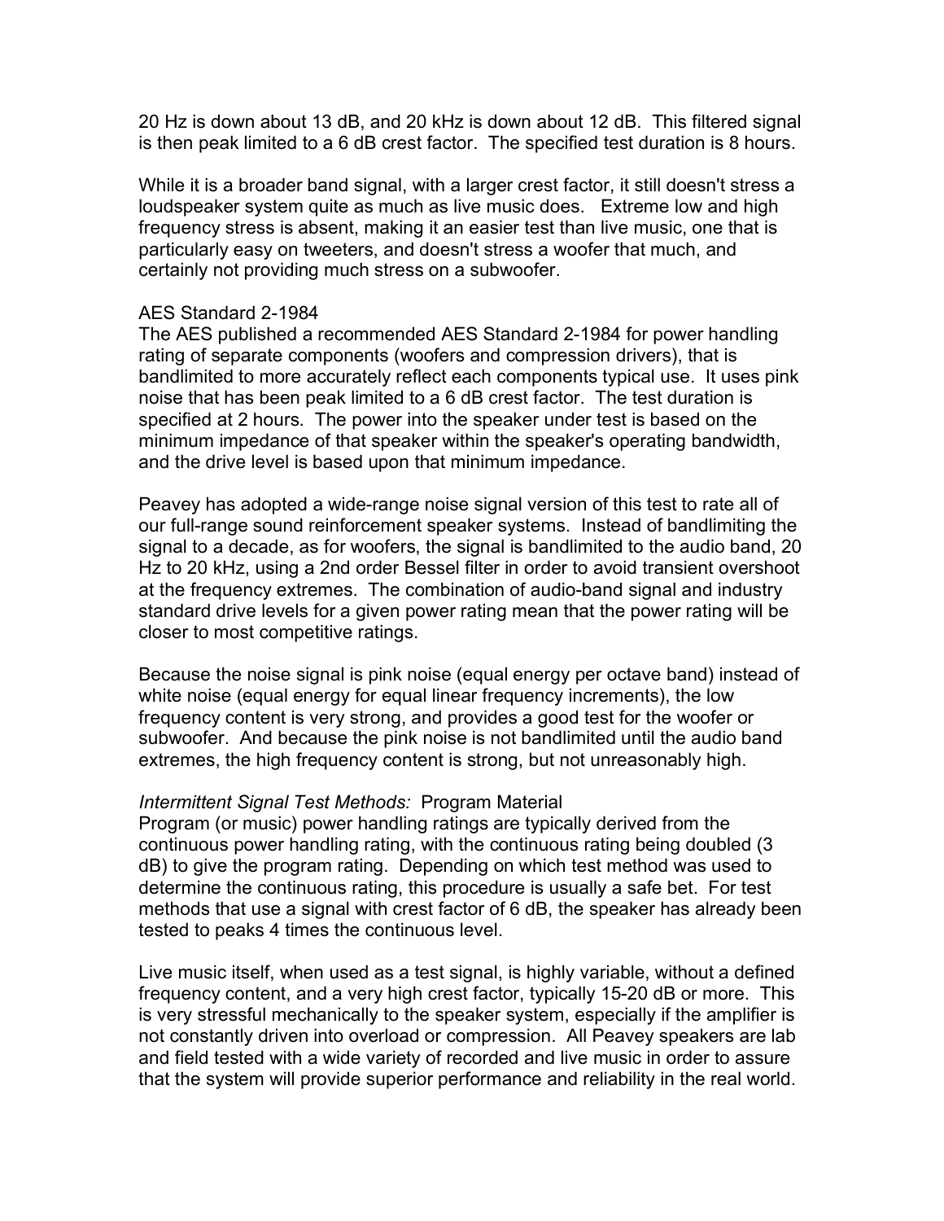20 Hz is down about 13 dB, and 20 kHz is down about 12 dB. This filtered signal is then peak limited to a 6 dB crest factor. The specified test duration is 8 hours.

While it is a broader band signal, with a larger crest factor, it still doesn't stress a loudspeaker system quite as much as live music does. Extreme low and high frequency stress is absent, making it an easier test than live music, one that is particularly easy on tweeters, and doesn't stress a woofer that much, and certainly not providing much stress on a subwoofer.

AES Standard 2-1984

The AES published a recommended AES Standard 2-1984 for power handling rating of separate components (woofers and compression drivers), that is bandlimited to more accurately reflect each components typical use. It uses pink noise that has been peak limited to a 6 dB crest factor. The test duration is specified at 2 hours. The power into the speaker under test is based on the minimum impedance of that speaker within the speaker's operating bandwidth, and the drive level is based upon that minimum impedance.

Peavey has adopted a wide-range noise signal version of this test to rate all of our full-range sound reinforcement speaker systems. Instead of bandlimiting the signal to a decade, as for woofers, the signal is bandlimited to the audio band, 20 Hz to 20 kHz, using a 2nd order Bessel filter in order to avoid transient overshoot at the frequency extremes. The combination of audio-band signal and industry standard drive levels for a given power rating mean that the power rating will be closer to most competitive ratings.

Because the noise signal is pink noise (equal energy per octave band) instead of white noise (equal energy for equal linear frequency increments), the low frequency content is very strong, and provides a good test for the woofer or subwoofer. And because the pink noise is not bandlimited until the audio band extremes, the high frequency content is strong, but not unreasonably high.

*Intermittent Signal Test Methods:* Program Material

Program (or music) power handling ratings are typically derived from the continuous power handling rating, with the continuous rating being doubled (3 dB) to give the program rating. Depending on which test method was used to determine the continuous rating, this procedure is usually a safe bet. For test methods that use a signal with crest factor of 6 dB, the speaker has already been tested to peaks 4 times the continuous level.

Live music itself, when used as a test signal, is highly variable, without a defined frequency content, and a very high crest factor, typically 15-20 dB or more. This is very stressful mechanically to the speaker system, especially if the amplifier is not constantly driven into overload or compression. All Peavey speakers are lab and field tested with a wide variety of recorded and live music in order to assure that the system will provide superior performance and reliability in the real world.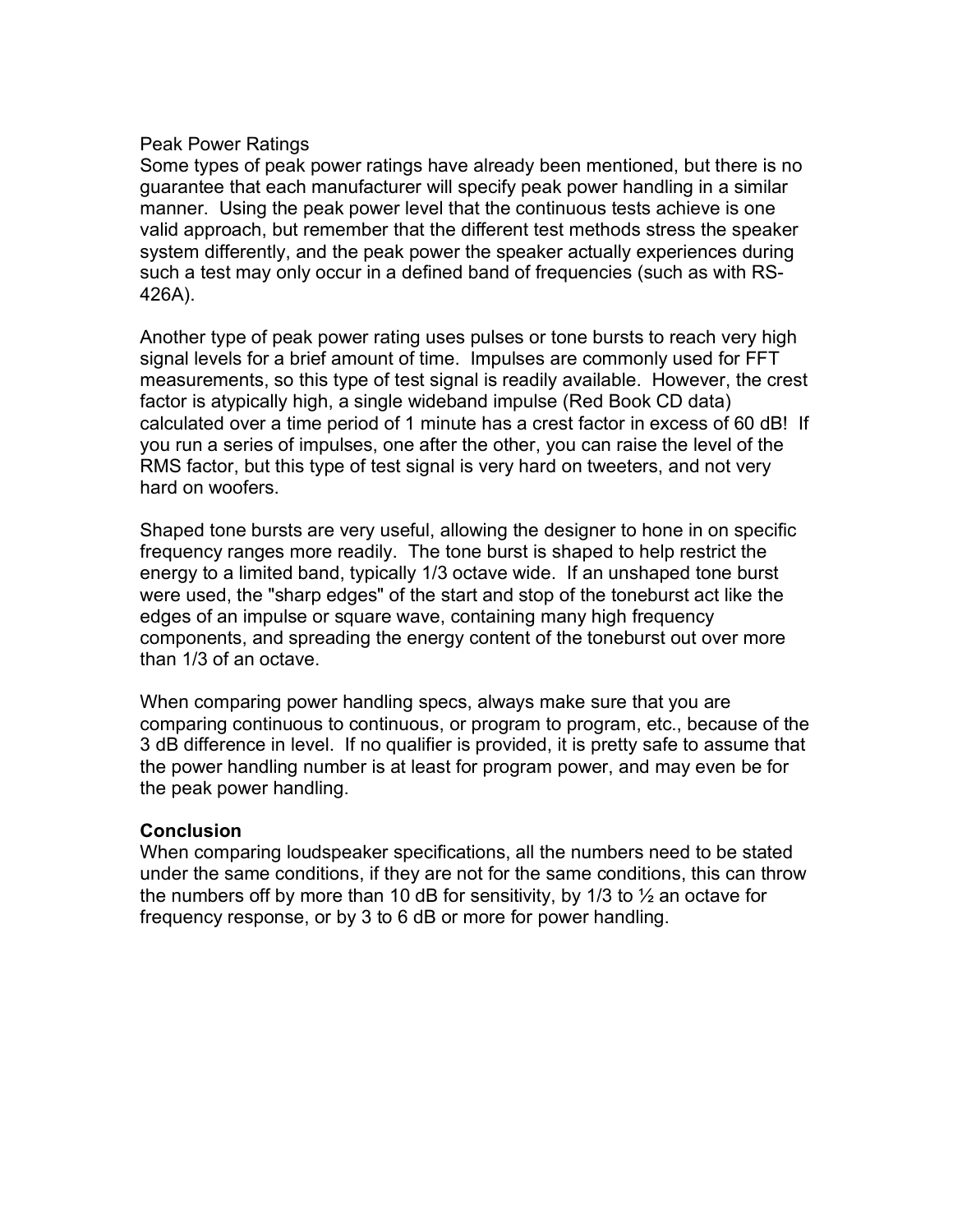Peak Power Ratings

Some types of peak power ratings have already been mentioned, but there is no guarantee that each manufacturer will specify peak power handling in a similar manner. Using the peak power level that the continuous tests achieve is one valid approach, but remember that the different test methods stress the speaker system differently, and the peak power the speaker actually experiences during such a test may only occur in a defined band of frequencies (such as with RS-426A).

Another type of peak power rating uses pulses or tone bursts to reach very high signal levels for a brief amount of time. Impulses are commonly used for FFT measurements, so this type of test signal is readily available. However, the crest factor is atypically high, a single wideband impulse (Red Book CD data) calculated over a time period of 1 minute has a crest factor in excess of 60 dB! If you run a series of impulses, one after the other, you can raise the level of the RMS factor, but this type of test signal is very hard on tweeters, and not very hard on woofers.

Shaped tone bursts are very useful, allowing the designer to hone in on specific frequency ranges more readily. The tone burst is shaped to help restrict the energy to a limited band, typically 1/3 octave wide. If an unshaped tone burst were used, the "sharp edges" of the start and stop of the toneburst act like the edges of an impulse or square wave, containing many high frequency components, and spreading the energy content of the toneburst out over more than 1/3 of an octave.

When comparing power handling specs, always make sure that you are comparing continuous to continuous, or program to program, etc., because of the 3 dB difference in level. If no qualifier is provided, it is pretty safe to assume that the power handling number is at least for program power, and may even be for the peak power handling.

**Conclusion**

When comparing loudspeaker specifications, all the numbers need to be stated under the same conditions, if they are not for the same conditions, this can throw the numbers off by more than 10 dB for sensitivity, by 1/3 to ½ an octave for frequency response, or by 3 to 6 dB or more for power handling.